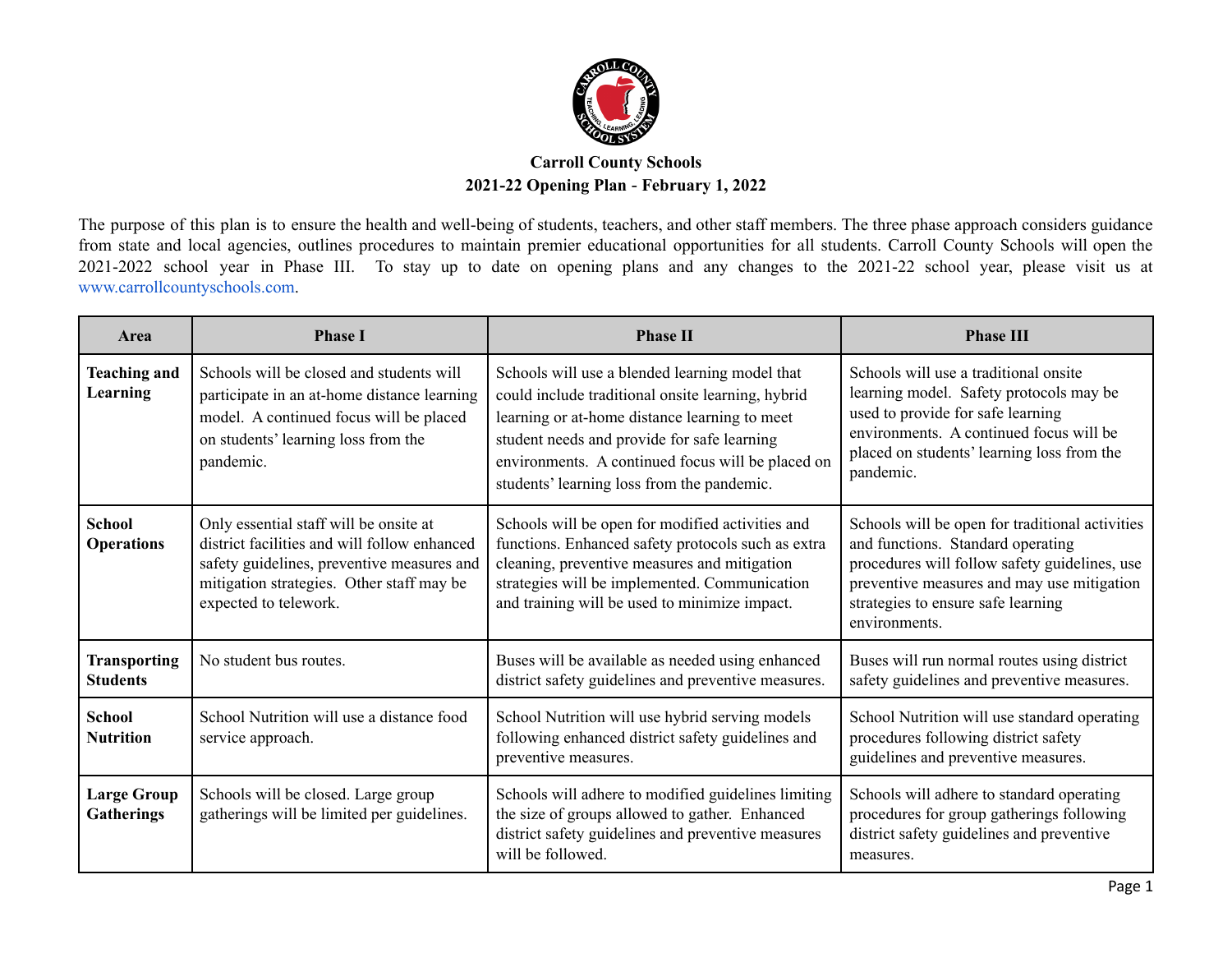**Carroll County Schools**
**2021-22 Opening Plan - February 1, 2022**

The purpose of this plan is to ensure the health and well-being of students, teachers, and other staff members. The three phase approach considers guidance from state and local agencies, outlines procedures to maintain premier educational opportunities for all students. Carroll County Schools will open the 2021-2022 school year in Phase III. To stay up to date on opening plans and any changes to the 2021-22 school year, please visit us at www.carrollcountyschools.com.

| Area | Phase I | Phase II | Phase III |
|---|---|---|---|
| **Teaching and Learning** | Schools will be closed and students will participate in an at-home distance learning model. A continued focus will be placed on students' learning loss from the pandemic. | Schools will use a blended learning model that could include traditional onsite learning, hybrid learning or at-home distance learning to meet student needs and provide for safe learning environments. A continued focus will be placed on students' learning loss from the pandemic. | Schools will use a traditional onsite learning model. Safety protocols may be used to provide for safe learning environments. A continued focus will be placed on students' learning loss from the pandemic. |
| **School Operations** | Only essential staff will be onsite at district facilities and will follow enhanced safety guidelines, preventive measures and mitigation strategies. Other staff may be expected to telework. | Schools will be open for modified activities and functions. Enhanced safety protocols such as extra cleaning, preventive measures and mitigation strategies will be implemented. Communication and training will be used to minimize impact. | Schools will be open for traditional activities and functions. Standard operating procedures will follow safety guidelines, use preventive measures and may use mitigation strategies to ensure safe learning environments. |
| **Transporting Students** | No student bus routes. | Buses will be available as needed using enhanced district safety guidelines and preventive measures. | Buses will run normal routes using district safety guidelines and preventive measures. |
| **School Nutrition** | School Nutrition will use a distance food service approach. | School Nutrition will use hybrid serving models following enhanced district safety guidelines and preventive measures. | School Nutrition will use standard operating procedures following district safety guidelines and preventive measures. |
| **Large Group Gatherings** | Schools will be closed. Large group gatherings will be limited per guidelines. | Schools will adhere to modified guidelines limiting the size of groups allowed to gather. Enhanced district safety guidelines and preventive measures will be followed. | Schools will adhere to standard operating procedures for group gatherings following district safety guidelines and preventive measures. |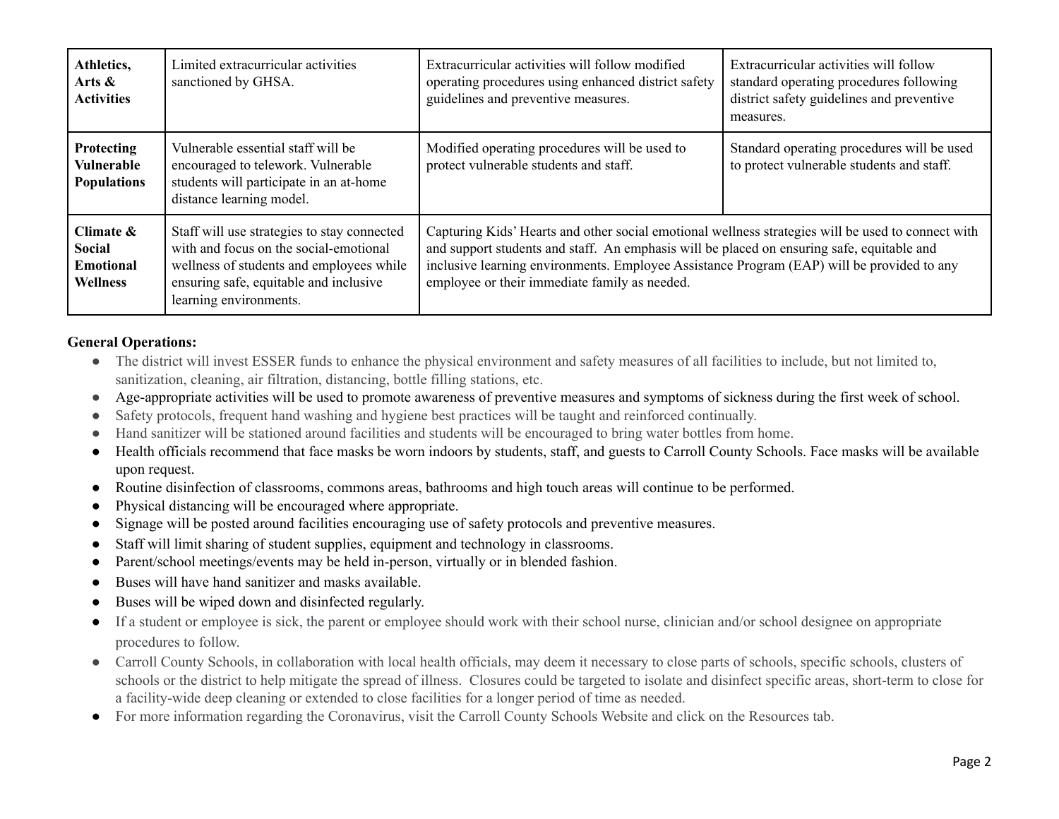| | | | |
|---|---|---|---|
| **Athletics, Arts & Activities** | Limited extracurricular activities sanctioned by GHSA. | Extracurricular activities will follow modified operating procedures using enhanced district safety guidelines and preventive measures. | Extracurricular activities will follow standard operating procedures following district safety guidelines and preventive measures. |
| **Protecting Vulnerable Populations** | Vulnerable essential staff will be encouraged to telework. Vulnerable students will participate in an at-home distance learning model. | Modified operating procedures will be used to protect vulnerable students and staff. | Standard operating procedures will be used to protect vulnerable students and staff. |
| **Climate & Social Emotional Wellness** | Staff will use strategies to stay connected with and focus on the social-emotional wellness of students and employees while ensuring safe, equitable and inclusive learning environments. | Capturing Kids' Hearts and other social emotional wellness strategies will be used to connect with and support students and staff. An emphasis will be placed on ensuring safe, equitable and inclusive learning environments. Employee Assistance Program (EAP) will be provided to any employee or their immediate family as needed. | |

**General Operations:**

- The district will invest ESSER funds to enhance the physical environment and safety measures of all facilities to include, but not limited to, sanitization, cleaning, air filtration, distancing, bottle filling stations, etc.
- Age-appropriate activities will be used to promote awareness of preventive measures and symptoms of sickness during the first week of school.
- Safety protocols, frequent hand washing and hygiene best practices will be taught and reinforced continually.
- Hand sanitizer will be stationed around facilities and students will be encouraged to bring water bottles from home.
- Health officials recommend that face masks be worn indoors by students, staff, and guests to Carroll County Schools. Face masks will be available upon request.
- Routine disinfection of classrooms, commons areas, bathrooms and high touch areas will continue to be performed.
- Physical distancing will be encouraged where appropriate.
- Signage will be posted around facilities encouraging use of safety protocols and preventive measures.
- Staff will limit sharing of student supplies, equipment and technology in classrooms.
- Parent/school meetings/events may be held in-person, virtually or in blended fashion.
- Buses will have hand sanitizer and masks available.
- Buses will be wiped down and disinfected regularly.
- If a student or employee is sick, the parent or employee should work with their school nurse, clinician and/or school designee on appropriate procedures to follow.
- Carroll County Schools, in collaboration with local health officials, may deem it necessary to close parts of schools, specific schools, clusters of schools or the district to help mitigate the spread of illness. Closures could be targeted to isolate and disinfect specific areas, short-term to close for a facility-wide deep cleaning or extended to close facilities for a longer period of time as needed.
- For more information regarding the Coronavirus, visit the Carroll County Schools Website and click on the Resources tab.